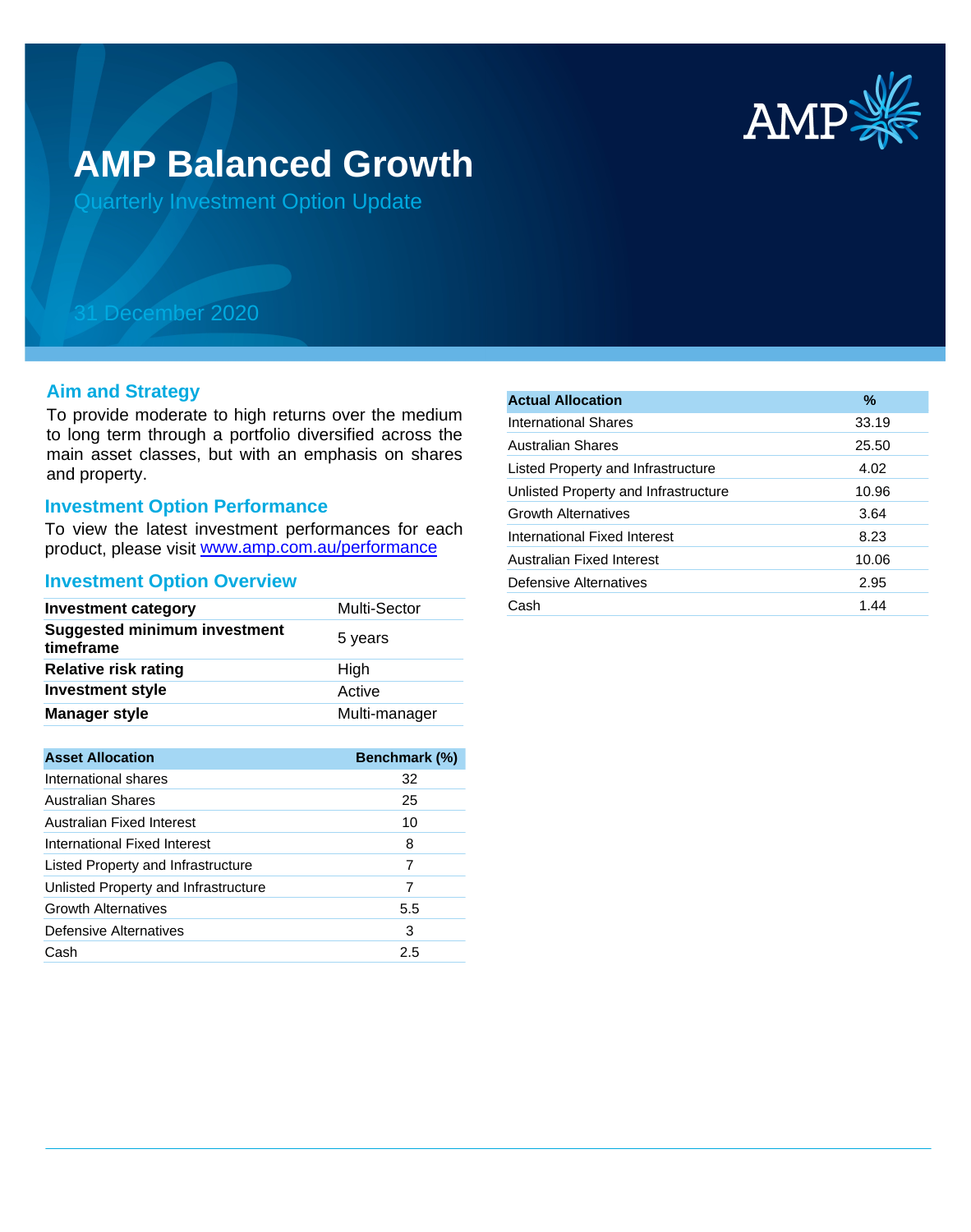# AMP Balanced Growth

## Quarterly Investment Option Update

31 December 2020

### Aim and Strategy

To provide moderate to high returns over the medium to long term through a portfolio diversified across the main asset classes, but with an emphasis on shares and property.

### Investment Option Performance

To view the latest investment performances for each product, please visit [www.amp.com.au/performance](www.amp.com.au/performance)

### Investment Option Overview

| | |
|---|---|
| **Investment category** | Multi-Sector |
| **Suggested minimum investment timeframe** | 5 years |
| **Relative risk rating** | High |
| **Investment style** | Active |
| **Manager style** | Multi-manager |

| Asset Allocation | Benchmark (%) |
|---|---|
| International shares | 32 |
| Australian Shares | 25 |
| Australian Fixed Interest | 10 |
| International Fixed Interest | 8 |
| Listed Property and Infrastructure | 7 |
| Unlisted Property and Infrastructure | 7 |
| Growth Alternatives | 5.5 |
| Defensive Alternatives | 3 |
| Cash | 2.5 |

| Actual Allocation | % |
|---|---|
| International Shares | 33.19 |
| Australian Shares | 25.50 |
| Listed Property and Infrastructure | 4.02 |
| Unlisted Property and Infrastructure | 10.96 |
| Growth Alternatives | 3.64 |
| International Fixed Interest | 8.23 |
| Australian Fixed Interest | 10.06 |
| Defensive Alternatives | 2.95 |
| Cash | 1.44 |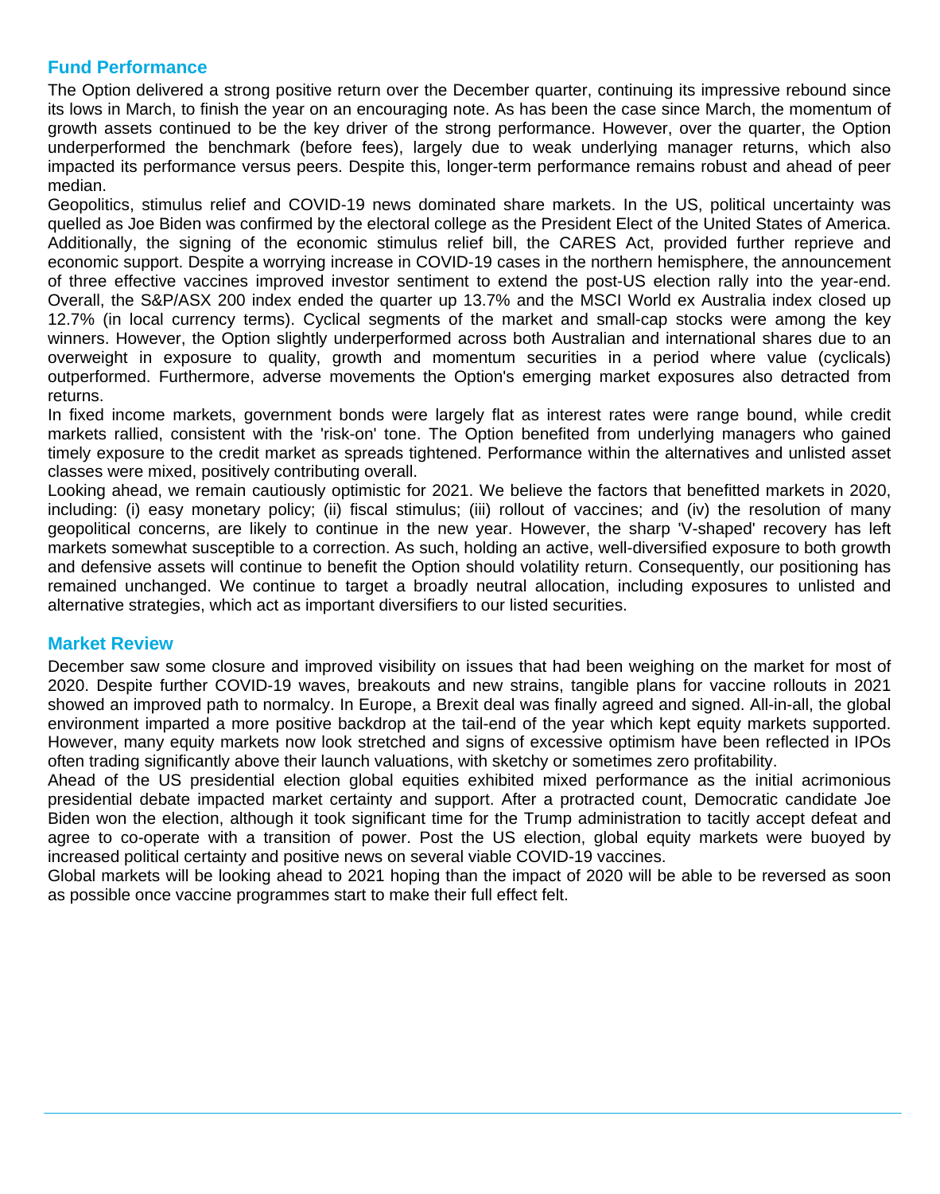## Fund Performance

The Option delivered a strong positive return over the December quarter, continuing its impressive rebound since its lows in March, to finish the year on an encouraging note. As has been the case since March, the momentum of growth assets continued to be the key driver of the strong performance. However, over the quarter, the Option underperformed the benchmark (before fees), largely due to weak underlying manager returns, which also impacted its performance versus peers. Despite this, longer-term performance remains robust and ahead of peer median.

Geopolitics, stimulus relief and COVID-19 news dominated share markets. In the US, political uncertainty was quelled as Joe Biden was confirmed by the electoral college as the President Elect of the United States of America. Additionally, the signing of the economic stimulus relief bill, the CARES Act, provided further reprieve and economic support. Despite a worrying increase in COVID-19 cases in the northern hemisphere, the announcement of three effective vaccines improved investor sentiment to extend the post-US election rally into the year-end. Overall, the S&P/ASX 200 index ended the quarter up 13.7% and the MSCI World ex Australia index closed up 12.7% (in local currency terms). Cyclical segments of the market and small-cap stocks were among the key winners. However, the Option slightly underperformed across both Australian and international shares due to an overweight in exposure to quality, growth and momentum securities in a period where value (cyclicals) outperformed. Furthermore, adverse movements the Option's emerging market exposures also detracted from returns.

In fixed income markets, government bonds were largely flat as interest rates were range bound, while credit markets rallied, consistent with the 'risk-on' tone. The Option benefited from underlying managers who gained timely exposure to the credit market as spreads tightened. Performance within the alternatives and unlisted asset classes were mixed, positively contributing overall.

Looking ahead, we remain cautiously optimistic for 2021. We believe the factors that benefitted markets in 2020, including: (i) easy monetary policy; (ii) fiscal stimulus; (iii) rollout of vaccines; and (iv) the resolution of many geopolitical concerns, are likely to continue in the new year. However, the sharp 'V-shaped' recovery has left markets somewhat susceptible to a correction. As such, holding an active, well-diversified exposure to both growth and defensive assets will continue to benefit the Option should volatility return. Consequently, our positioning has remained unchanged. We continue to target a broadly neutral allocation, including exposures to unlisted and alternative strategies, which act as important diversifiers to our listed securities.

## Market Review

December saw some closure and improved visibility on issues that had been weighing on the market for most of 2020. Despite further COVID-19 waves, breakouts and new strains, tangible plans for vaccine rollouts in 2021 showed an improved path to normalcy. In Europe, a Brexit deal was finally agreed and signed. All-in-all, the global environment imparted a more positive backdrop at the tail-end of the year which kept equity markets supported. However, many equity markets now look stretched and signs of excessive optimism have been reflected in IPOs often trading significantly above their launch valuations, with sketchy or sometimes zero profitability.

Ahead of the US presidential election global equities exhibited mixed performance as the initial acrimonious presidential debate impacted market certainty and support. After a protracted count, Democratic candidate Joe Biden won the election, although it took significant time for the Trump administration to tacitly accept defeat and agree to co-operate with a transition of power. Post the US election, global equity markets were buoyed by increased political certainty and positive news on several viable COVID-19 vaccines.

Global markets will be looking ahead to 2021 hoping than the impact of 2020 will be able to be reversed as soon as possible once vaccine programmes start to make their full effect felt.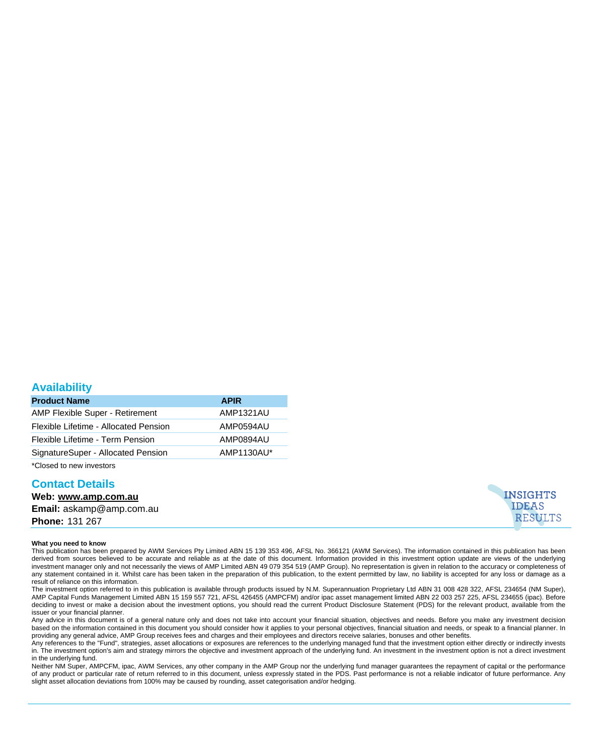## Availability

| Product Name | APIR |
|---|---|
| AMP Flexible Super - Retirement | AMP1321AU |
| Flexible Lifetime - Allocated Pension | AMP0594AU |
| Flexible Lifetime - Term Pension | AMP0894AU |
| SignatureSuper - Allocated Pension | AMP1130AU* |

*Closed to new investors

## Contact Details

**Web:** **www.amp.com.au**
**Email:** askamp@amp.com.au
**Phone:** 131 267

INSIGHTS
IDEAS
RESULTS

**What you need to know**

This publication has been prepared by AWM Services Pty Limited ABN 15 139 353 496, AFSL No. 366121 (AWM Services). The information contained in this publication has been derived from sources believed to be accurate and reliable as at the date of this document. Information provided in this investment option update are views of the underlying investment manager only and not necessarily the views of AMP Limited ABN 49 079 354 519 (AMP Group). No representation is given in relation to the accuracy or completeness of any statement contained in it. Whilst care has been taken in the preparation of this publication, to the extent permitted by law, no liability is accepted for any loss or damage as a result of reliance on this information.

The investment option referred to in this publication is available through products issued by N.M. Superannuation Proprietary Ltd ABN 31 008 428 322, AFSL 234654 (NM Super), AMP Capital Funds Management Limited ABN 15 159 557 721, AFSL 426455 (AMPCFM) and/or ipac asset management limited ABN 22 003 257 225, AFSL 234655 (ipac). Before deciding to invest or make a decision about the investment options, you should read the current Product Disclosure Statement (PDS) for the relevant product, available from the issuer or your financial planner.

Any advice in this document is of a general nature only and does not take into account your financial situation, objectives and needs. Before you make any investment decision based on the information contained in this document you should consider how it applies to your personal objectives, financial situation and needs, or speak to a financial planner. In providing any general advice, AMP Group receives fees and charges and their employees and directors receive salaries, bonuses and other benefits.

Any references to the "Fund", strategies, asset allocations or exposures are references to the underlying managed fund that the investment option either directly or indirectly invests in. The investment option's aim and strategy mirrors the objective and investment approach of the underlying fund. An investment in the investment option is not a direct investment in the underlying fund.

Neither NM Super, AMPCFM, ipac, AWM Services, any other company in the AMP Group nor the underlying fund manager guarantees the repayment of capital or the performance of any product or particular rate of return referred to in this document, unless expressly stated in the PDS. Past performance is not a reliable indicator of future performance. Any slight asset allocation deviations from 100% may be caused by rounding, asset categorisation and/or hedging.